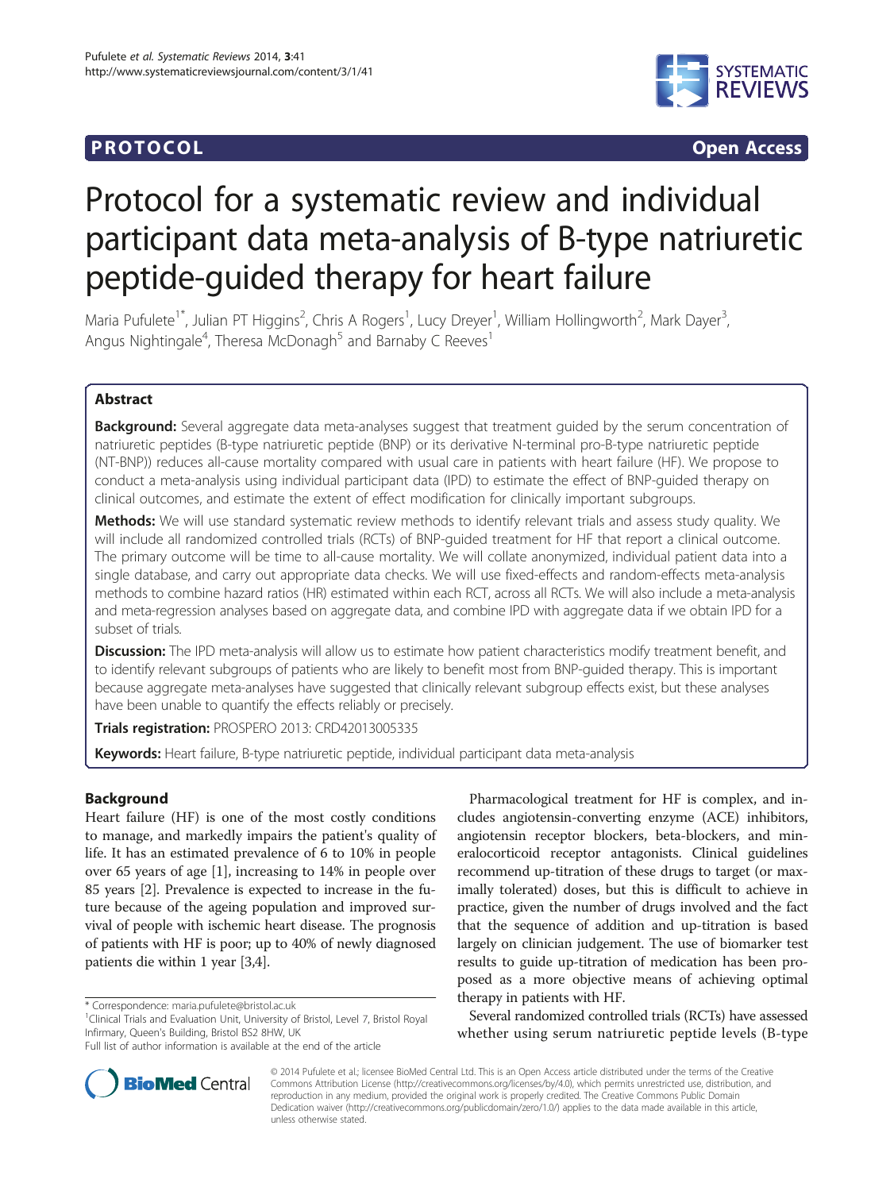**PROTOCOL** **Open Access**

# Protocol for a systematic review and individual participant data meta-analysis of B-type natriuretic peptide-guided therapy for heart failure

Maria Pufulete[1*], Julian PT Higgins[2], Chris A Rogers[1], Lucy Dreyer[1], William Hollingworth[2], Mark Dayer[3], Angus Nightingale[4], Theresa McDonagh[5] and Barnaby C Reeves[1]

## Abstract

**Background:** Several aggregate data meta-analyses suggest that treatment guided by the serum concentration of natriuretic peptides (B-type natriuretic peptide (BNP) or its derivative N-terminal pro-B-type natriuretic peptide (NT-BNP)) reduces all-cause mortality compared with usual care in patients with heart failure (HF). We propose to conduct a meta-analysis using individual participant data (IPD) to estimate the effect of BNP-guided therapy on clinical outcomes, and estimate the extent of effect modification for clinically important subgroups.

**Methods:** We will use standard systematic review methods to identify relevant trials and assess study quality. We will include all randomized controlled trials (RCTs) of BNP-guided treatment for HF that report a clinical outcome. The primary outcome will be time to all-cause mortality. We will collate anonymized, individual patient data into a single database, and carry out appropriate data checks. We will use fixed-effects and random-effects meta-analysis methods to combine hazard ratios (HR) estimated within each RCT, across all RCTs. We will also include a meta-analysis and meta-regression analyses based on aggregate data, and combine IPD with aggregate data if we obtain IPD for a subset of trials.

**Discussion:** The IPD meta-analysis will allow us to estimate how patient characteristics modify treatment benefit, and to identify relevant subgroups of patients who are likely to benefit most from BNP-guided therapy. This is important because aggregate meta-analyses have suggested that clinically relevant subgroup effects exist, but these analyses have been unable to quantify the effects reliably or precisely.

**Trials registration:** PROSPERO 2013: CRD42013005335

**Keywords:** Heart failure, B-type natriuretic peptide, individual participant data meta-analysis

## Background

Heart failure (HF) is one of the most costly conditions to manage, and markedly impairs the patient's quality of life. It has an estimated prevalence of 6 to 10% in people over 65 years of age [1], increasing to 14% in people over 85 years [2]. Prevalence is expected to increase in the future because of the ageing population and improved survival of people with ischemic heart disease. The prognosis of patients with HF is poor; up to 40% of newly diagnosed patients die within 1 year [3,4].

Pharmacological treatment for HF is complex, and includes angiotensin-converting enzyme (ACE) inhibitors, angiotensin receptor blockers, beta-blockers, and mineralocorticoid receptor antagonists. Clinical guidelines recommend up-titration of these drugs to target (or maximally tolerated) doses, but this is difficult to achieve in practice, given the number of drugs involved and the fact that the sequence of addition and up-titration is based largely on clinician judgement. The use of biomarker test results to guide up-titration of medication has been proposed as a more objective means of achieving optimal therapy in patients with HF.

Several randomized controlled trials (RCTs) have assessed whether using serum natriuretic peptide levels (B-type

\* Correspondence: maria.pufulete@bristol.ac.uk
[1]Clinical Trials and Evaluation Unit, University of Bristol, Level 7, Bristol Royal Infirmary, Queen's Building, Bristol BS2 8HW, UK
Full list of author information is available at the end of the article

© 2014 Pufulete et al.; licensee BioMed Central Ltd. This is an Open Access article distributed under the terms of the Creative Commons Attribution License (http://creativecommons.org/licenses/by/4.0), which permits unrestricted use, distribution, and reproduction in any medium, provided the original work is properly credited. The Creative Commons Public Domain Dedication waiver (http://creativecommons.org/publicdomain/zero/1.0/) applies to the data made available in this article, unless otherwise stated.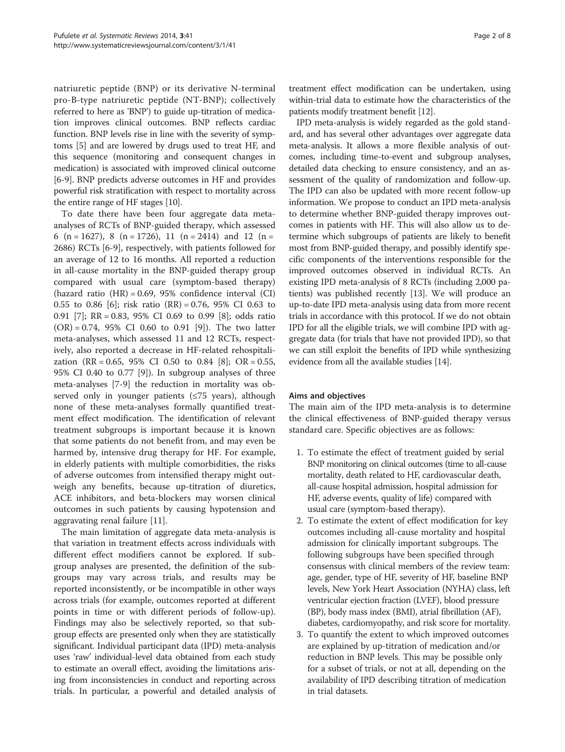natriuretic peptide (BNP) or its derivative N-terminal pro-B-type natriuretic peptide (NT-BNP); collectively referred to here as 'BNP') to guide up-titration of medication improves clinical outcomes. BNP reflects cardiac function. BNP levels rise in line with the severity of symptoms [5] and are lowered by drugs used to treat HF, and this sequence (monitoring and consequent changes in medication) is associated with improved clinical outcome [6-9]. BNP predicts adverse outcomes in HF and provides powerful risk stratification with respect to mortality across the entire range of HF stages [10].

To date there have been four aggregate data meta-analyses of RCTs of BNP-guided therapy, which assessed 6 (n = 1627), 8 (n = 1726), 11 (n = 2414) and 12 (n = 2686) RCTs [6-9], respectively, with patients followed for an average of 12 to 16 months. All reported a reduction in all-cause mortality in the BNP-guided therapy group compared with usual care (symptom-based therapy) (hazard ratio (HR) = 0.69, 95% confidence interval (CI) 0.55 to 0.86 [6]; risk ratio (RR) = 0.76, 95% CI 0.63 to 0.91 [7]; RR = 0.83, 95% CI 0.69 to 0.99 [8]; odds ratio (OR) = 0.74, 95% CI 0.60 to 0.91 [9]). The two latter meta-analyses, which assessed 11 and 12 RCTs, respectively, also reported a decrease in HF-related rehospitalization (RR = 0.65, 95% CI 0.50 to 0.84 [8]; OR = 0.55, 95% CI 0.40 to 0.77 [9]). In subgroup analyses of three meta-analyses [7-9] the reduction in mortality was observed only in younger patients (≤75 years), although none of these meta-analyses formally quantified treatment effect modification. The identification of relevant treatment subgroups is important because it is known that some patients do not benefit from, and may even be harmed by, intensive drug therapy for HF. For example, in elderly patients with multiple comorbidities, the risks of adverse outcomes from intensified therapy might outweigh any benefits, because up-titration of diuretics, ACE inhibitors, and beta-blockers may worsen clinical outcomes in such patients by causing hypotension and aggravating renal failure [11].

The main limitation of aggregate data meta-analysis is that variation in treatment effects across individuals with different effect modifiers cannot be explored. If subgroup analyses are presented, the definition of the subgroups may vary across trials, and results may be reported inconsistently, or be incompatible in other ways across trials (for example, outcomes reported at different points in time or with different periods of follow-up). Findings may also be selectively reported, so that subgroup effects are presented only when they are statistically significant. Individual participant data (IPD) meta-analysis uses 'raw' individual-level data obtained from each study to estimate an overall effect, avoiding the limitations arising from inconsistencies in conduct and reporting across trials. In particular, a powerful and detailed analysis of treatment effect modification can be undertaken, using within-trial data to estimate how the characteristics of the patients modify treatment benefit [12].

IPD meta-analysis is widely regarded as the gold standard, and has several other advantages over aggregate data meta-analysis. It allows a more flexible analysis of outcomes, including time-to-event and subgroup analyses, detailed data checking to ensure consistency, and an assessment of the quality of randomization and follow-up. The IPD can also be updated with more recent follow-up information. We propose to conduct an IPD meta-analysis to determine whether BNP-guided therapy improves outcomes in patients with HF. This will also allow us to determine which subgroups of patients are likely to benefit most from BNP-guided therapy, and possibly identify specific components of the interventions responsible for the improved outcomes observed in individual RCTs. An existing IPD meta-analysis of 8 RCTs (including 2,000 patients) was published recently [13]. We will produce an up-to-date IPD meta-analysis using data from more recent trials in accordance with this protocol. If we do not obtain IPD for all the eligible trials, we will combine IPD with aggregate data (for trials that have not provided IPD), so that we can still exploit the benefits of IPD while synthesizing evidence from all the available studies [14].

### Aims and objectives

The main aim of the IPD meta-analysis is to determine the clinical effectiveness of BNP-guided therapy versus standard care. Specific objectives are as follows:

1. To estimate the effect of treatment guided by serial BNP monitoring on clinical outcomes (time to all-cause mortality, death related to HF, cardiovascular death, all-cause hospital admission, hospital admission for HF, adverse events, quality of life) compared with usual care (symptom-based therapy).
2. To estimate the extent of effect modification for key outcomes including all-cause mortality and hospital admission for clinically important subgroups. The following subgroups have been specified through consensus with clinical members of the review team: age, gender, type of HF, severity of HF, baseline BNP levels, New York Heart Association (NYHA) class, left ventricular ejection fraction (LVEF), blood pressure (BP), body mass index (BMI), atrial fibrillation (AF), diabetes, cardiomyopathy, and risk score for mortality.
3. To quantify the extent to which improved outcomes are explained by up-titration of medication and/or reduction in BNP levels. This may be possible only for a subset of trials, or not at all, depending on the availability of IPD describing titration of medication in trial datasets.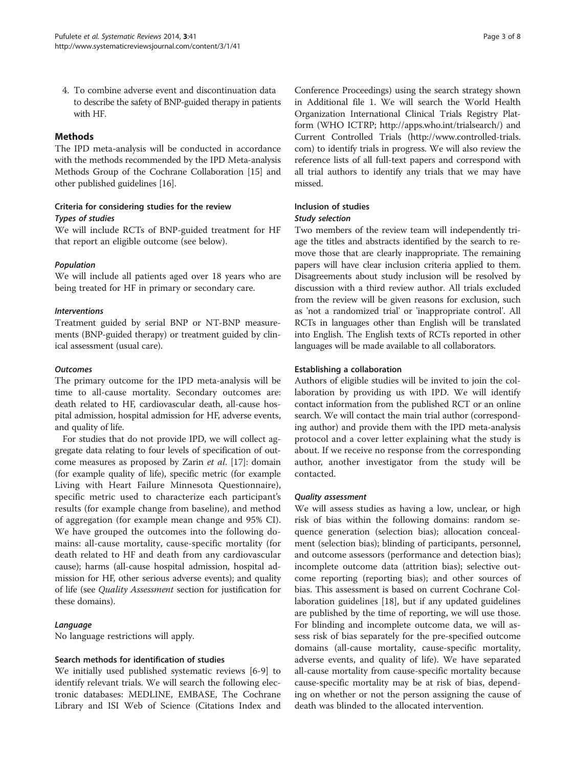4. To combine adverse event and discontinuation data to describe the safety of BNP-guided therapy in patients with HF.

## Methods

The IPD meta-analysis will be conducted in accordance with the methods recommended by the IPD Meta-analysis Methods Group of the Cochrane Collaboration [15] and other published guidelines [16].

### Criteria for considering studies for the review

#### *Types of studies*

We will include RCTs of BNP-guided treatment for HF that report an eligible outcome (see below).

#### *Population*

We will include all patients aged over 18 years who are being treated for HF in primary or secondary care.

#### *Interventions*

Treatment guided by serial BNP or NT-BNP measurements (BNP-guided therapy) or treatment guided by clinical assessment (usual care).

#### *Outcomes*

The primary outcome for the IPD meta-analysis will be time to all-cause mortality. Secondary outcomes are: death related to HF, cardiovascular death, all-cause hospital admission, hospital admission for HF, adverse events, and quality of life.

For studies that do not provide IPD, we will collect aggregate data relating to four levels of specification of outcome measures as proposed by Zarin *et al*. [17]: domain (for example quality of life), specific metric (for example Living with Heart Failure Minnesota Questionnaire), specific metric used to characterize each participant's results (for example change from baseline), and method of aggregation (for example mean change and 95% CI). We have grouped the outcomes into the following domains: all-cause mortality, cause-specific mortality (for death related to HF and death from any cardiovascular cause); harms (all-cause hospital admission, hospital admission for HF, other serious adverse events); and quality of life (see *Quality Assessment* section for justification for these domains).

#### *Language*

No language restrictions will apply.

### Search methods for identification of studies

We initially used published systematic reviews [6-9] to identify relevant trials. We will search the following electronic databases: MEDLINE, EMBASE, The Cochrane Library and ISI Web of Science (Citations Index and Conference Proceedings) using the search strategy shown in Additional file 1. We will search the World Health Organization International Clinical Trials Registry Platform (WHO ICTRP; http://apps.who.int/trialsearch/) and Current Controlled Trials (http://www.controlled-trials.com) to identify trials in progress. We will also review the reference lists of all full-text papers and correspond with all trial authors to identify any trials that we may have missed.

### Inclusion of studies

#### *Study selection*

Two members of the review team will independently triage the titles and abstracts identified by the search to remove those that are clearly inappropriate. The remaining papers will have clear inclusion criteria applied to them. Disagreements about study inclusion will be resolved by discussion with a third review author. All trials excluded from the review will be given reasons for exclusion, such as 'not a randomized trial' or 'inappropriate control'. All RCTs in languages other than English will be translated into English. The English texts of RCTs reported in other languages will be made available to all collaborators.

### Establishing a collaboration

Authors of eligible studies will be invited to join the collaboration by providing us with IPD. We will identify contact information from the published RCT or an online search. We will contact the main trial author (corresponding author) and provide them with the IPD meta-analysis protocol and a cover letter explaining what the study is about. If we receive no response from the corresponding author, another investigator from the study will be contacted.

#### *Quality assessment*

We will assess studies as having a low, unclear, or high risk of bias within the following domains: random sequence generation (selection bias); allocation concealment (selection bias); blinding of participants, personnel, and outcome assessors (performance and detection bias); incomplete outcome data (attrition bias); selective outcome reporting (reporting bias); and other sources of bias. This assessment is based on current Cochrane Collaboration guidelines [18], but if any updated guidelines are published by the time of reporting, we will use those. For blinding and incomplete outcome data, we will assess risk of bias separately for the pre-specified outcome domains (all-cause mortality, cause-specific mortality, adverse events, and quality of life). We have separated all-cause mortality from cause-specific mortality because cause-specific mortality may be at risk of bias, depending on whether or not the person assigning the cause of death was blinded to the allocated intervention.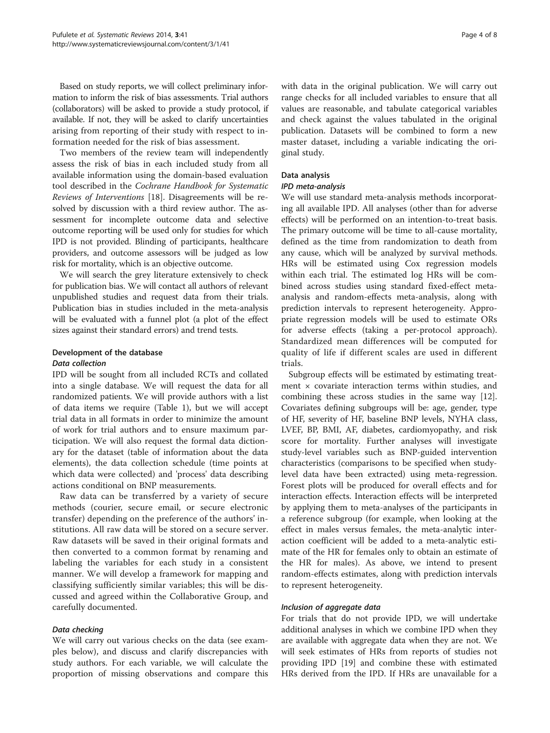Based on study reports, we will collect preliminary information to inform the risk of bias assessments. Trial authors (collaborators) will be asked to provide a study protocol, if available. If not, they will be asked to clarify uncertainties arising from reporting of their study with respect to information needed for the risk of bias assessment.

Two members of the review team will independently assess the risk of bias in each included study from all available information using the domain-based evaluation tool described in the *Cochrane Handbook for Systematic Reviews of Interventions* [18]. Disagreements will be resolved by discussion with a third review author. The assessment for incomplete outcome data and selective outcome reporting will be used only for studies for which IPD is not provided. Blinding of participants, healthcare providers, and outcome assessors will be judged as low risk for mortality, which is an objective outcome.

We will search the grey literature extensively to check for publication bias. We will contact all authors of relevant unpublished studies and request data from their trials. Publication bias in studies included in the meta-analysis will be evaluated with a funnel plot (a plot of the effect sizes against their standard errors) and trend tests.

### Development of the database

#### *Data collection*

IPD will be sought from all included RCTs and collated into a single database. We will request the data for all randomized patients. We will provide authors with a list of data items we require (Table 1), but we will accept trial data in all formats in order to minimize the amount of work for trial authors and to ensure maximum participation. We will also request the formal data dictionary for the dataset (table of information about the data elements), the data collection schedule (time points at which data were collected) and 'process' data describing actions conditional on BNP measurements.

Raw data can be transferred by a variety of secure methods (courier, secure email, or secure electronic transfer) depending on the preference of the authors' institutions. All raw data will be stored on a secure server. Raw datasets will be saved in their original formats and then converted to a common format by renaming and labeling the variables for each study in a consistent manner. We will develop a framework for mapping and classifying sufficiently similar variables; this will be discussed and agreed within the Collaborative Group, and carefully documented.

#### *Data checking*

We will carry out various checks on the data (see examples below), and discuss and clarify discrepancies with study authors. For each variable, we will calculate the proportion of missing observations and compare this with data in the original publication. We will carry out range checks for all included variables to ensure that all values are reasonable, and tabulate categorical variables and check against the values tabulated in the original publication. Datasets will be combined to form a new master dataset, including a variable indicating the original study.

### Data analysis

#### *IPD meta-analysis*

We will use standard meta-analysis methods incorporating all available IPD. All analyses (other than for adverse effects) will be performed on an intention-to-treat basis. The primary outcome will be time to all-cause mortality, defined as the time from randomization to death from any cause, which will be analyzed by survival methods. HRs will be estimated using Cox regression models within each trial. The estimated log HRs will be combined across studies using standard fixed-effect meta-analysis and random-effects meta-analysis, along with prediction intervals to represent heterogeneity. Appropriate regression models will be used to estimate ORs for adverse effects (taking a per-protocol approach). Standardized mean differences will be computed for quality of life if different scales are used in different trials.

Subgroup effects will be estimated by estimating treatment × covariate interaction terms within studies, and combining these across studies in the same way [12]. Covariates defining subgroups will be: age, gender, type of HF, severity of HF, baseline BNP levels, NYHA class, LVEF, BP, BMI, AF, diabetes, cardiomyopathy, and risk score for mortality. Further analyses will investigate study-level variables such as BNP-guided intervention characteristics (comparisons to be specified when study-level data have been extracted) using meta-regression. Forest plots will be produced for overall effects and for interaction effects. Interaction effects will be interpreted by applying them to meta-analyses of the participants in a reference subgroup (for example, when looking at the effect in males versus females, the meta-analytic interaction coefficient will be added to a meta-analytic estimate of the HR for females only to obtain an estimate of the HR for males). As above, we intend to present random-effects estimates, along with prediction intervals to represent heterogeneity.

#### *Inclusion of aggregate data*

For trials that do not provide IPD, we will undertake additional analyses in which we combine IPD when they are available with aggregate data when they are not. We will seek estimates of HRs from reports of studies not providing IPD [19] and combine these with estimated HRs derived from the IPD. If HRs are unavailable for a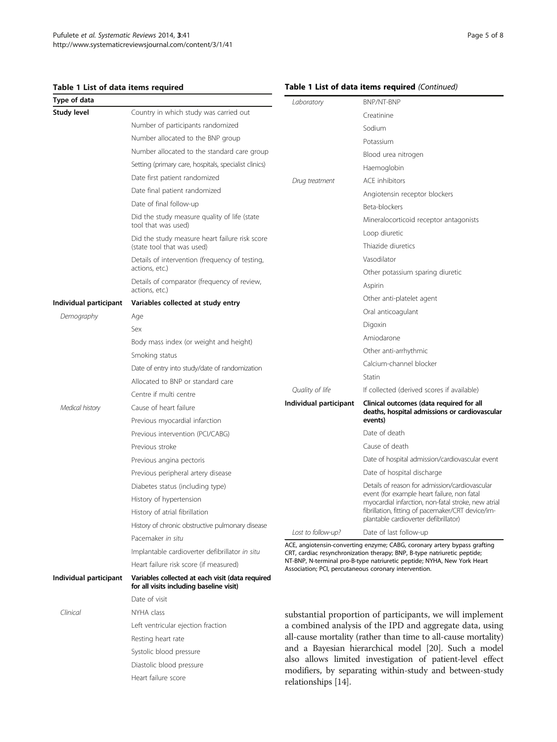**Table 1 List of data items required**

| Type of data | |
|---|---|
| **Study level** | Country in which study was carried out |
| | Number of participants randomized |
| | Number allocated to the BNP group |
| | Number allocated to the standard care group |
| | Setting (primary care, hospitals, specialist clinics) |
| | Date first patient randomized |
| | Date final patient randomized |
| | Date of final follow-up |
| | Did the study measure quality of life (state tool that was used) |
| | Did the study measure heart failure risk score (state tool that was used) |
| | Details of intervention (frequency of testing, actions, etc.) |
| | Details of comparator (frequency of review, actions, etc.) |
| **Individual participant** | **Variables collected at study entry** |
| *Demography* | Age |
| | Sex |
| | Body mass index (or weight and height) |
| | Smoking status |
| | Date of entry into study/date of randomization |
| | Allocated to BNP or standard care |
| | Centre if multi centre |
| *Medical history* | Cause of heart failure |
| | Previous myocardial infarction |
| | Previous intervention (PCI/CABG) |
| | Previous stroke |
| | Previous angina pectoris |
| | Previous peripheral artery disease |
| | Diabetes status (including type) |
| | History of hypertension |
| | History of atrial fibrillation |
| | History of chronic obstructive pulmonary disease |
| | Pacemaker *in situ* |
| | Implantable cardioverter defibrillator *in situ* |
| | Heart failure risk score (if measured) |
| **Individual participant** | **Variables collected at each visit (data required for all visits including baseline visit)** |
| | Date of visit |
| *Clinical* | NYHA class |
| | Left ventricular ejection fraction |
| | Resting heart rate |
| | Systolic blood pressure |
| | Diastolic blood pressure |
| | Heart failure score |
| *Laboratory* | BNP/NT-BNP |
| | Creatinine |
| | Sodium |
| | Potassium |
| | Blood urea nitrogen |
| | Haemoglobin |
| *Drug treatment* | ACE inhibitors |
| | Angiotensin receptor blockers |
| | Beta-blockers |
| | Mineralocorticoid receptor antagonists |
| | Loop diuretic |
| | Thiazide diuretics |
| | Vasodilator |
| | Other potassium sparing diuretic |
| | Aspirin |
| | Other anti-platelet agent |
| | Oral anticoagulant |
| | Digoxin |
| | Amiodarone |
| | Other anti-arrhythmic |
| | Calcium-channel blocker |
| | Statin |
| *Quality of life* | If collected (derived scores if available) |
| **Individual participant** | **Clinical outcomes (data required for all deaths, hospital admissions or cardiovascular events)** |
| | Date of death |
| | Cause of death |
| | Date of hospital admission/cardiovascular event |
| | Date of hospital discharge |
| | Details of reason for admission/cardiovascular event (for example heart failure, non fatal myocardial infarction, non-fatal stroke, new atrial fibrillation, fitting of pacemaker/CRT device/implantable cardioverter defibrillator) |
| *Lost to follow-up?* | Date of last follow-up |

ACE, angiotensin-converting enzyme; CABG, coronary artery bypass grafting CRT, cardiac resynchronization therapy; BNP, B-type natriuretic peptide; NT-BNP, N-terminal pro-B-type natriuretic peptide; NYHA, New York Heart Association; PCI, percutaneous coronary intervention.

substantial proportion of participants, we will implement a combined analysis of the IPD and aggregate data, using all-cause mortality (rather than time to all-cause mortality) and a Bayesian hierarchical model [20]. Such a model also allows limited investigation of patient-level effect modifiers, by separating within-study and between-study relationships [14].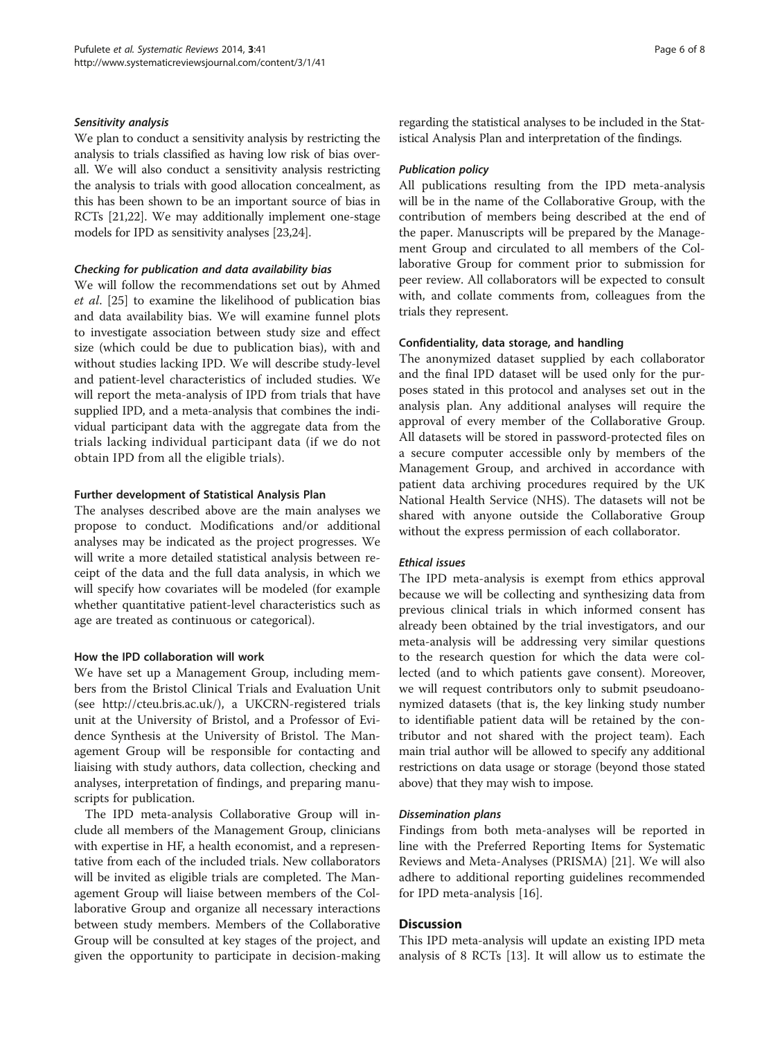#### *Sensitivity analysis*

We plan to conduct a sensitivity analysis by restricting the analysis to trials classified as having low risk of bias overall. We will also conduct a sensitivity analysis restricting the analysis to trials with good allocation concealment, as this has been shown to be an important source of bias in RCTs [21,22]. We may additionally implement one-stage models for IPD as sensitivity analyses [23,24].

#### *Checking for publication and data availability bias*

We will follow the recommendations set out by Ahmed *et al*. [25] to examine the likelihood of publication bias and data availability bias. We will examine funnel plots to investigate association between study size and effect size (which could be due to publication bias), with and without studies lacking IPD. We will describe study-level and patient-level characteristics of included studies. We will report the meta-analysis of IPD from trials that have supplied IPD, and a meta-analysis that combines the individual participant data with the aggregate data from the trials lacking individual participant data (if we do not obtain IPD from all the eligible trials).

### Further development of Statistical Analysis Plan

The analyses described above are the main analyses we propose to conduct. Modifications and/or additional analyses may be indicated as the project progresses. We will write a more detailed statistical analysis between receipt of the data and the full data analysis, in which we will specify how covariates will be modeled (for example whether quantitative patient-level characteristics such as age are treated as continuous or categorical).

### How the IPD collaboration will work

We have set up a Management Group, including members from the Bristol Clinical Trials and Evaluation Unit (see http://cteu.bris.ac.uk/), a UKCRN-registered trials unit at the University of Bristol, and a Professor of Evidence Synthesis at the University of Bristol. The Management Group will be responsible for contacting and liaising with study authors, data collection, checking and analyses, interpretation of findings, and preparing manuscripts for publication.

The IPD meta-analysis Collaborative Group will include all members of the Management Group, clinicians with expertise in HF, a health economist, and a representative from each of the included trials. New collaborators will be invited as eligible trials are completed. The Management Group will liaise between members of the Collaborative Group and organize all necessary interactions between study members. Members of the Collaborative Group will be consulted at key stages of the project, and given the opportunity to participate in decision-making regarding the statistical analyses to be included in the Statistical Analysis Plan and interpretation of the findings.

#### *Publication policy*

All publications resulting from the IPD meta-analysis will be in the name of the Collaborative Group, with the contribution of members being described at the end of the paper. Manuscripts will be prepared by the Management Group and circulated to all members of the Collaborative Group for comment prior to submission for peer review. All collaborators will be expected to consult with, and collate comments from, colleagues from the trials they represent.

### Confidentiality, data storage, and handling

The anonymized dataset supplied by each collaborator and the final IPD dataset will be used only for the purposes stated in this protocol and analyses set out in the analysis plan. Any additional analyses will require the approval of every member of the Collaborative Group. All datasets will be stored in password-protected files on a secure computer accessible only by members of the Management Group, and archived in accordance with patient data archiving procedures required by the UK National Health Service (NHS). The datasets will not be shared with anyone outside the Collaborative Group without the express permission of each collaborator.

#### *Ethical issues*

The IPD meta-analysis is exempt from ethics approval because we will be collecting and synthesizing data from previous clinical trials in which informed consent has already been obtained by the trial investigators, and our meta-analysis will be addressing very similar questions to the research question for which the data were collected (and to which patients gave consent). Moreover, we will request contributors only to submit pseudoanonymized datasets (that is, the key linking study number to identifiable patient data will be retained by the contributor and not shared with the project team). Each main trial author will be allowed to specify any additional restrictions on data usage or storage (beyond those stated above) that they may wish to impose.

#### *Dissemination plans*

Findings from both meta-analyses will be reported in line with the Preferred Reporting Items for Systematic Reviews and Meta-Analyses (PRISMA) [21]. We will also adhere to additional reporting guidelines recommended for IPD meta-analysis [16].

## Discussion

This IPD meta-analysis will update an existing IPD meta analysis of 8 RCTs [13]. It will allow us to estimate the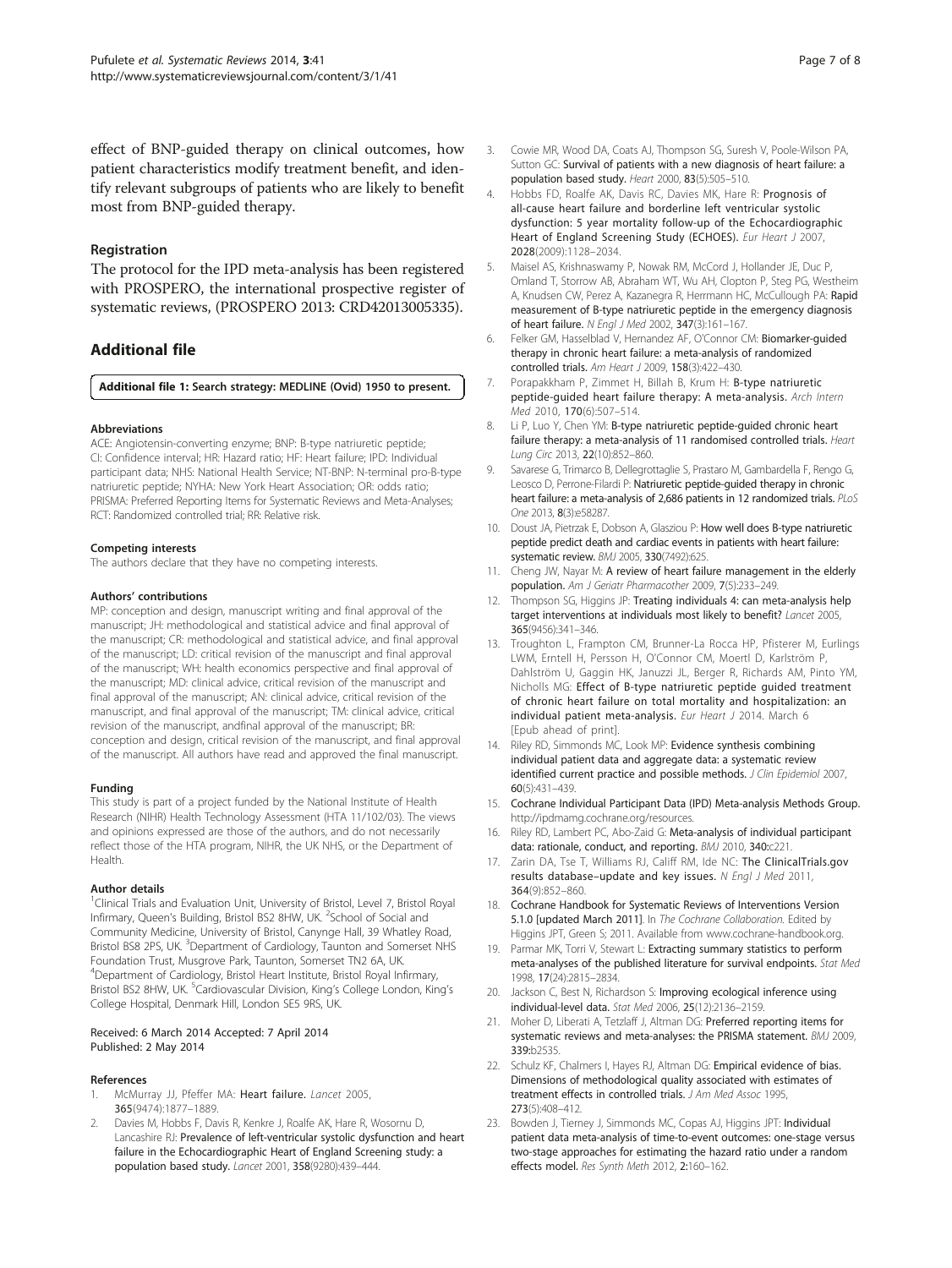effect of BNP-guided therapy on clinical outcomes, how patient characteristics modify treatment benefit, and identify relevant subgroups of patients who are likely to benefit most from BNP-guided therapy.

### Registration

The protocol for the IPD meta-analysis has been registered with PROSPERO, the international prospective register of systematic reviews, (PROSPERO 2013: CRD42013005335).

## Additional file

**Additional file 1: Search strategy: MEDLINE (Ovid) 1950 to present.**

#### Abbreviations

ACE: Angiotensin-converting enzyme; BNP: B-type natriuretic peptide; CI: Confidence interval; HR: Hazard ratio; HF: Heart failure; IPD: Individual participant data; NHS: National Health Service; NT-BNP: N-terminal pro-B-type natriuretic peptide; NYHA: New York Heart Association; OR: odds ratio; PRISMA: Preferred Reporting Items for Systematic Reviews and Meta-Analyses; RCT: Randomized controlled trial; RR: Relative risk.

#### Competing interests

The authors declare that they have no competing interests.

#### Authors' contributions

MP: conception and design, manuscript writing and final approval of the manuscript; JH: methodological and statistical advice and final approval of the manuscript; CR: methodological and statistical advice, and final approval of the manuscript; LD: critical revision of the manuscript and final approval of the manuscript; WH: health economics perspective and final approval of the manuscript; MD: clinical advice, critical revision of the manuscript and final approval of the manuscript; AN: clinical advice, critical revision of the manuscript, and final approval of the manuscript; TM: clinical advice, critical revision of the manuscript, andfinal approval of the manuscript; BR: conception and design, critical revision of the manuscript, and final approval of the manuscript. All authors have read and approved the final manuscript.

#### Funding

This study is part of a project funded by the National Institute of Health Research (NIHR) Health Technology Assessment (HTA 11/102/03). The views and opinions expressed are those of the authors, and do not necessarily reflect those of the HTA program, NIHR, the UK NHS, or the Department of Health.

#### Author details

[1]Clinical Trials and Evaluation Unit, University of Bristol, Level 7, Bristol Royal Infirmary, Queen's Building, Bristol BS2 8HW, UK. [2]School of Social and Community Medicine, University of Bristol, Canynge Hall, 39 Whatley Road, Bristol BS8 2PS, UK. [3]Department of Cardiology, Taunton and Somerset NHS Foundation Trust, Musgrove Park, Taunton, Somerset TN2 6A, UK. [4]Department of Cardiology, Bristol Heart Institute, Bristol Royal Infirmary, Bristol BS2 8HW, UK. [5]Cardiovascular Division, King's College London, King's College Hospital, Denmark Hill, London SE5 9RS, UK.

Received: 6 March 2014 Accepted: 7 April 2014
Published: 2 May 2014

#### References

1. McMurray JJ, Pfeffer MA: **Heart failure.** *Lancet* 2005, **365**(9474):1877–1889.
2. Davies M, Hobbs F, Davis R, Kenkre J, Roalfe AK, Hare R, Wosornu D, Lancashire RJ: **Prevalence of left-ventricular systolic dysfunction and heart failure in the Echocardiographic Heart of England Screening study: a population based study.** *Lancet* 2001, **358**(9280):439–444.
3. Cowie MR, Wood DA, Coats AJ, Thompson SG, Suresh V, Poole-Wilson PA, Sutton GC: **Survival of patients with a new diagnosis of heart failure: a population based study.** *Heart* 2000, **83**(5):505–510.
4. Hobbs FD, Roalfe AK, Davis RC, Davies MK, Hare R: **Prognosis of all-cause heart failure and borderline left ventricular systolic dysfunction: 5 year mortality follow-up of the Echocardiographic Heart of England Screening Study (ECHOES).** *Eur Heart J* 2007, **2028**(2009):1128–2034.
5. Maisel AS, Krishnaswamy P, Nowak RM, McCord J, Hollander JE, Duc P, Omland T, Storrow AB, Abraham WT, Wu AH, Clopton P, Steg PG, Westheim A, Knudsen CW, Perez A, Kazanegra R, Herrmann HC, McCullough PA: **Rapid measurement of B-type natriuretic peptide in the emergency diagnosis of heart failure.** *N Engl J Med* 2002, **347**(3):161–167.
6. Felker GM, Hasselblad V, Hernandez AF, O'Connor CM: **Biomarker-guided therapy in chronic heart failure: a meta-analysis of randomized controlled trials.** *Am Heart J* 2009, **158**(3):422–430.
7. Porapakkham P, Zimmet H, Billah B, Krum H: **B-type natriuretic peptide-guided heart failure therapy: A meta-analysis.** *Arch Intern Med* 2010, **170**(6):507–514.
8. Li P, Luo Y, Chen YM: **B-type natriuretic peptide-guided chronic heart failure therapy: a meta-analysis of 11 randomised controlled trials.** *Heart Lung Circ* 2013, **22**(10):852–860.
9. Savarese G, Trimarco B, Dellegrottaglie S, Prastaro M, Gambardella F, Rengo G, Leosco D, Perrone-Filardi P: **Natriuretic peptide-guided therapy in chronic heart failure: a meta-analysis of 2,686 patients in 12 randomized trials.** *PLoS One* 2013, **8**(3):e58287.
10. Doust JA, Pietrzak E, Dobson A, Glasziou P: **How well does B-type natriuretic peptide predict death and cardiac events in patients with heart failure: systematic review.** *BMJ* 2005, **330**(7492):625.
11. Cheng JW, Nayar M: **A review of heart failure management in the elderly population.** *Am J Geriatr Pharmacother* 2009, **7**(5):233–249.
12. Thompson SG, Higgins JP: **Treating individuals 4: can meta-analysis help target interventions at individuals most likely to benefit?** *Lancet* 2005, **365**(9456):341–346.
13. Troughton L, Frampton CM, Brunner-La Rocca HP, Pfisterer M, Eurlings LWM, Erntell H, Persson H, O'Connor CM, Moertl D, Karlström P, Dahlström U, Gaggin HK, Januzzi JL, Berger R, Richards AM, Pinto YM, Nicholls MG: **Effect of B-type natriuretic peptide guided treatment of chronic heart failure on total mortality and hospitalization: an individual patient meta-analysis.** *Eur Heart J* 2014. March 6 [Epub ahead of print].
14. Riley RD, Simmonds MC, Look MP: **Evidence synthesis combining individual patient data and aggregate data: a systematic review identified current practice and possible methods.** *J Clin Epidemiol* 2007, **60**(5):431–439.
15. **Cochrane Individual Participant Data (IPD) Meta-analysis Methods Group.** http://ipdmamg.cochrane.org/resources.
16. Riley RD, Lambert PC, Abo-Zaid G: **Meta-analysis of individual participant data: rationale, conduct, and reporting.** *BMJ* 2010, **340:**c221.
17. Zarin DA, Tse T, Williams RJ, Califf RM, Ide NC: **The ClinicalTrials.gov results database–update and key issues.** *N Engl J Med* 2011, **364**(9):852–860.
18. **Cochrane Handbook for Systematic Reviews of Interventions Version 5.1.0 [updated March 2011].** In *The Cochrane Collaboration.* Edited by Higgins JPT, Green S; 2011. Available from www.cochrane-handbook.org.
19. Parmar MK, Torri V, Stewart L: **Extracting summary statistics to perform meta-analyses of the published literature for survival endpoints.** *Stat Med* 1998, **17**(24):2815–2834.
20. Jackson C, Best N, Richardson S: **Improving ecological inference using individual-level data.** *Stat Med* 2006, **25**(12):2136–2159.
21. Moher D, Liberati A, Tetzlaff J, Altman DG: **Preferred reporting items for systematic reviews and meta-analyses: the PRISMA statement.** *BMJ* 2009, **339:**b2535.
22. Schulz KF, Chalmers I, Hayes RJ, Altman DG: **Empirical evidence of bias. Dimensions of methodological quality associated with estimates of treatment effects in controlled trials.** *J Am Med Assoc* 1995, **273**(5):408–412.
23. Bowden J, Tierney J, Simmonds MC, Copas AJ, Higgins JPT: **Individual patient data meta-analysis of time-to-event outcomes: one-stage versus two-stage approaches for estimating the hazard ratio under a random effects model.** *Res Synth Meth* 2012, **2:**160–162.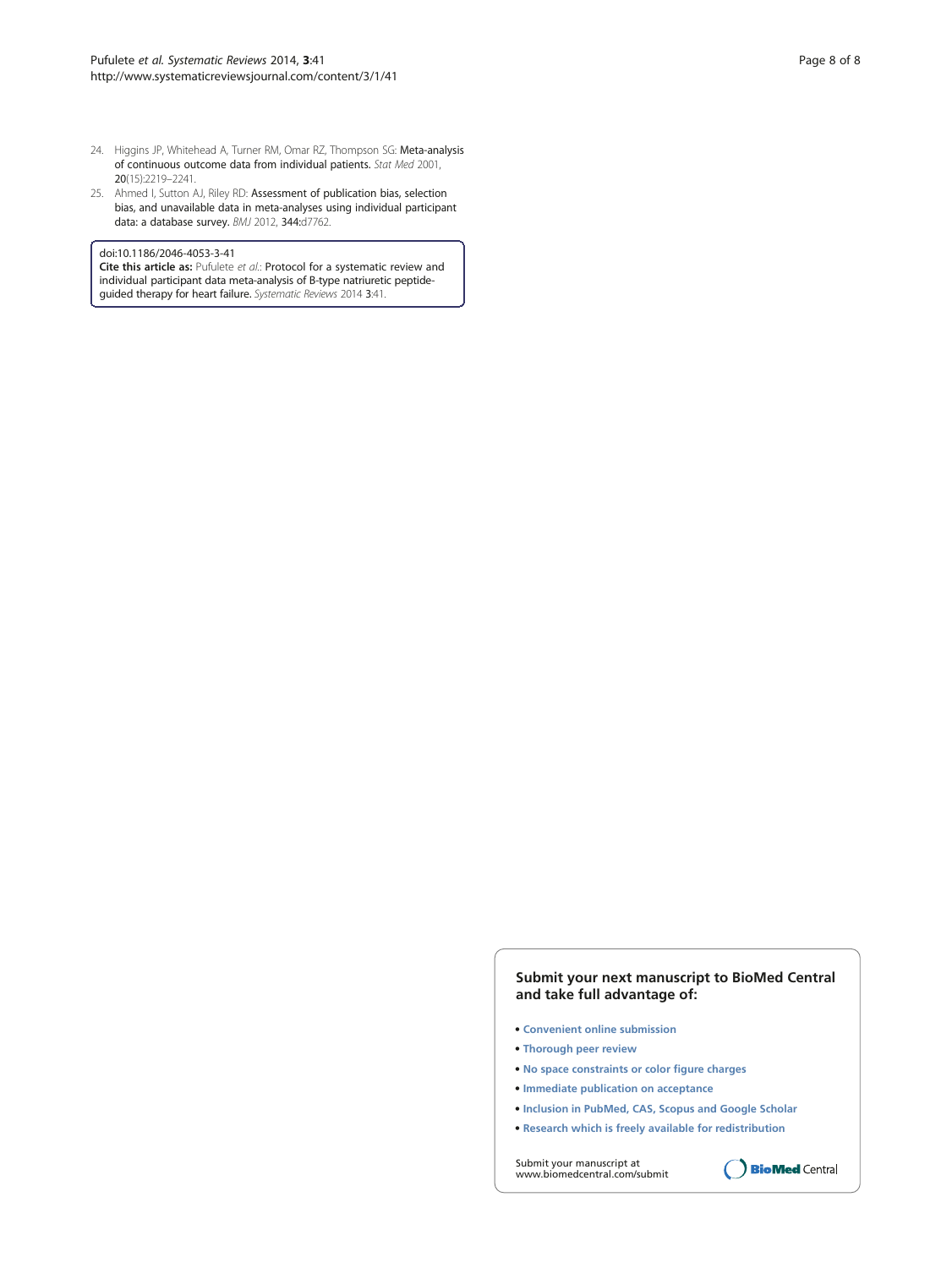24. Higgins JP, Whitehead A, Turner RM, Omar RZ, Thompson SG: **Meta-analysis of continuous outcome data from individual patients.** *Stat Med* 2001, **20**(15):2219–2241.
25. Ahmed I, Sutton AJ, Riley RD: **Assessment of publication bias, selection bias, and unavailable data in meta-analyses using individual participant data: a database survey.** *BMJ* 2012, **344:**d7762.

doi:10.1186/2046-4053-3-41
**Cite this article as:** Pufulete *et al.*: Protocol for a systematic review and individual participant data meta-analysis of B-type natriuretic peptide-guided therapy for heart failure. *Systematic Reviews* 2014 **3**:41.

**Submit your next manuscript to BioMed Central and take full advantage of:**

- **Convenient online submission**
- **Thorough peer review**
- **No space constraints or color figure charges**
- **Immediate publication on acceptance**
- **Inclusion in PubMed, CAS, Scopus and Google Scholar**
- **Research which is freely available for redistribution**

Submit your manuscript at
www.biomedcentral.com/submit

BioMed Central